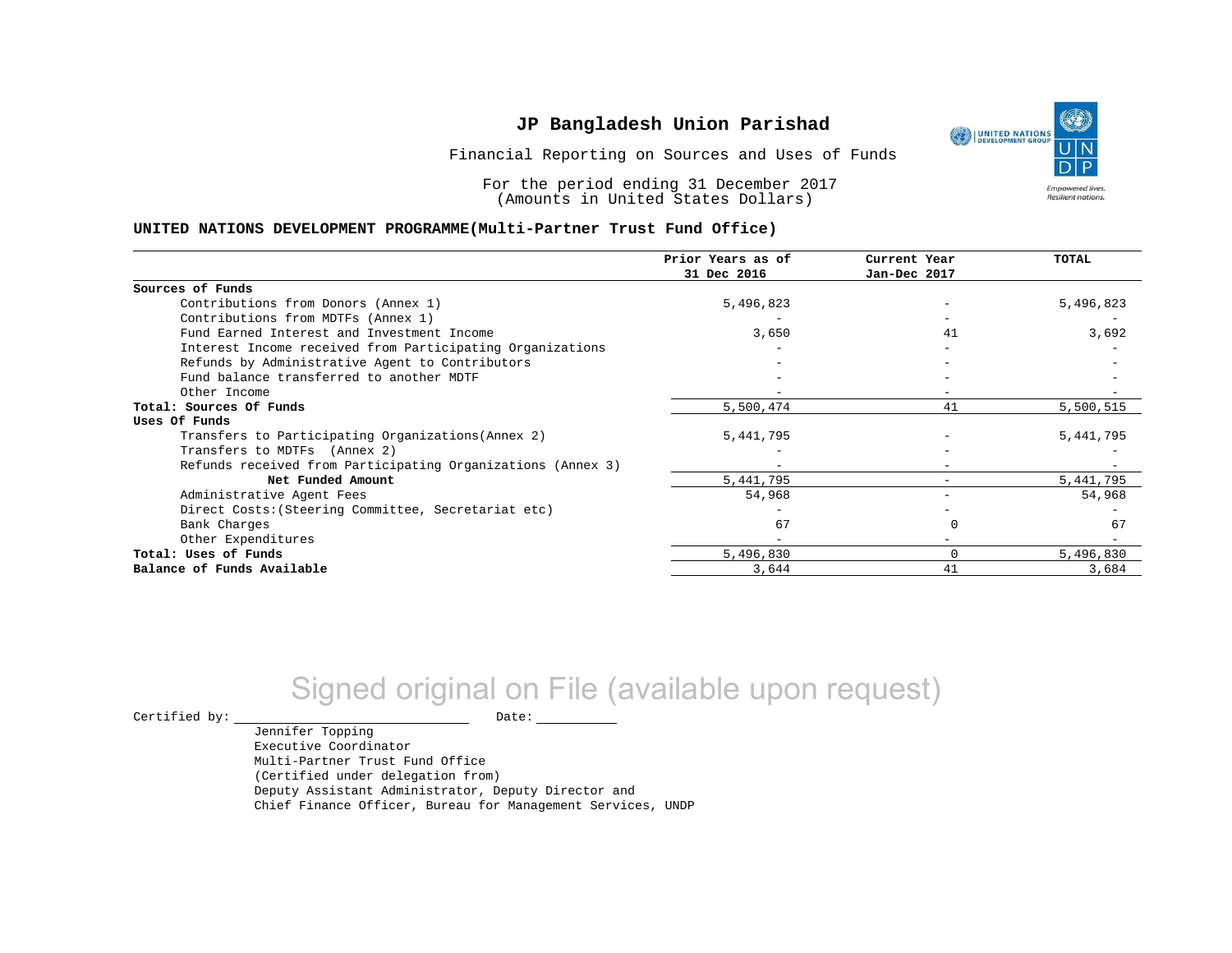# JP Bangladesh Union Parishad

Financial Reporting on Sources and Uses of Funds

For the period ending 31 December 2017
(Amounts in United States Dollars)

## UNITED NATIONS DEVELOPMENT PROGRAMME(Multi-Partner Trust Fund Office)

| | Prior Years as of 31 Dec 2016 | Current Year Jan-Dec 2017 | TOTAL |
|---|---|---|---|
| **Sources of Funds** | | | |
| Contributions from Donors (Annex 1) | 5,496,823 | - | 5,496,823 |
| Contributions from MDTFs (Annex 1) | - | - | - |
| Fund Earned Interest and Investment Income | 3,650 | 41 | 3,692 |
| Interest Income received from Participating Organizations | - | - | - |
| Refunds by Administrative Agent to Contributors | - | - | - |
| Fund balance transferred to another MDTF | - | - | - |
| Other Income | - | - | - |
| **Total: Sources Of Funds** | 5,500,474 | 41 | 5,500,515 |
| **Uses Of Funds** | | | |
| Transfers to Participating Organizations(Annex 2) | 5,441,795 | - | 5,441,795 |
| Transfers to MDTFs (Annex 2) | - | - | - |
| Refunds received from Participating Organizations (Annex 3) | - | - | - |
| **Net Funded Amount** | 5,441,795 | - | 5,441,795 |
| Administrative Agent Fees | 54,968 | - | 54,968 |
| Direct Costs:(Steering Committee, Secretariat etc) | - | - | - |
| Bank Charges | 67 | 0 | 67 |
| Other Expenditures | - | - | - |
| **Total: Uses of Funds** | 5,496,830 | 0 | 5,496,830 |
| **Balance of Funds Available** | 3,644 | 41 | 3,684 |

Signed original on File (available upon request)

Certified by: \_\_\_\_\_\_\_\_\_\_\_\_\_\_\_\_\_\_\_\_ Date: \_\_\_\_\_\_\_\_\_\_

Jennifer Topping
Executive Coordinator
Multi-Partner Trust Fund Office
(Certified under delegation from)
Deputy Assistant Administrator, Deputy Director and
Chief Finance Officer, Bureau for Management Services, UNDP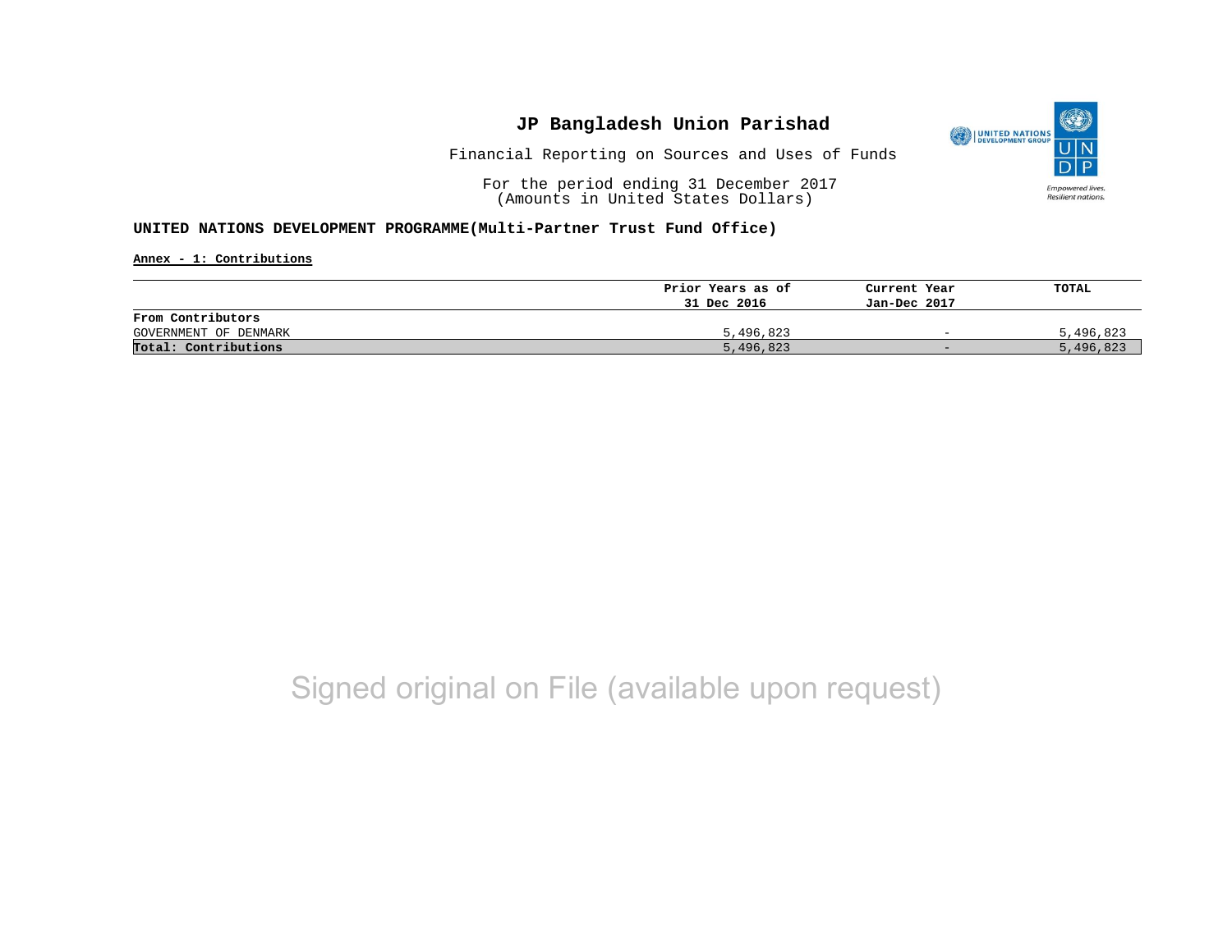# JP Bangladesh Union Parishad

Financial Reporting on Sources and Uses of Funds

For the period ending 31 December 2017
(Amounts in United States Dollars)

**UNITED NATIONS DEVELOPMENT PROGRAMME(Multi-Partner Trust Fund Office)**

**Annex - 1: Contributions**

| | Prior Years as of 31 Dec 2016 | Current Year Jan-Dec 2017 | TOTAL |
|---|---|---|---|
| **From Contributors** | | | |
| GOVERNMENT OF DENMARK | 5,496,823 | - | 5,496,823 |
| **Total: Contributions** | 5,496,823 | - | 5,496,823 |

Signed original on File (available upon request)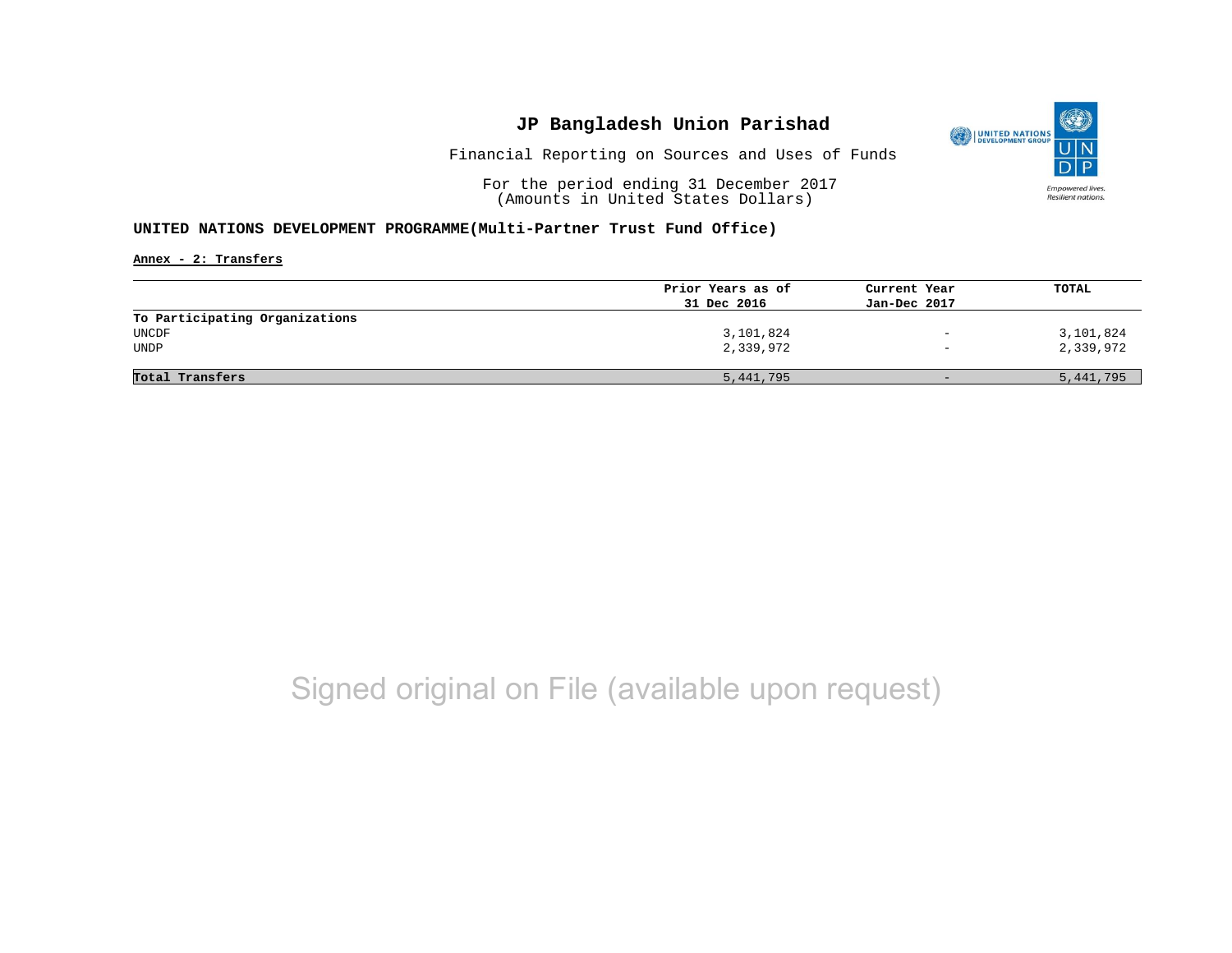# JP Bangladesh Union Parishad

Financial Reporting on Sources and Uses of Funds

For the period ending 31 December 2017
(Amounts in United States Dollars)

**UNITED NATIONS DEVELOPMENT PROGRAMME(Multi-Partner Trust Fund Office)**

**Annex - 2: Transfers**

| | Prior Years as of 31 Dec 2016 | Current Year Jan-Dec 2017 | TOTAL |
|---|---|---|---|
| **To Participating Organizations** | | | |
| UNCDF | 3,101,824 | - | 3,101,824 |
| UNDP | 2,339,972 | - | 2,339,972 |
| **Total Transfers** | 5,441,795 | - | 5,441,795 |

Signed original on File (available upon request)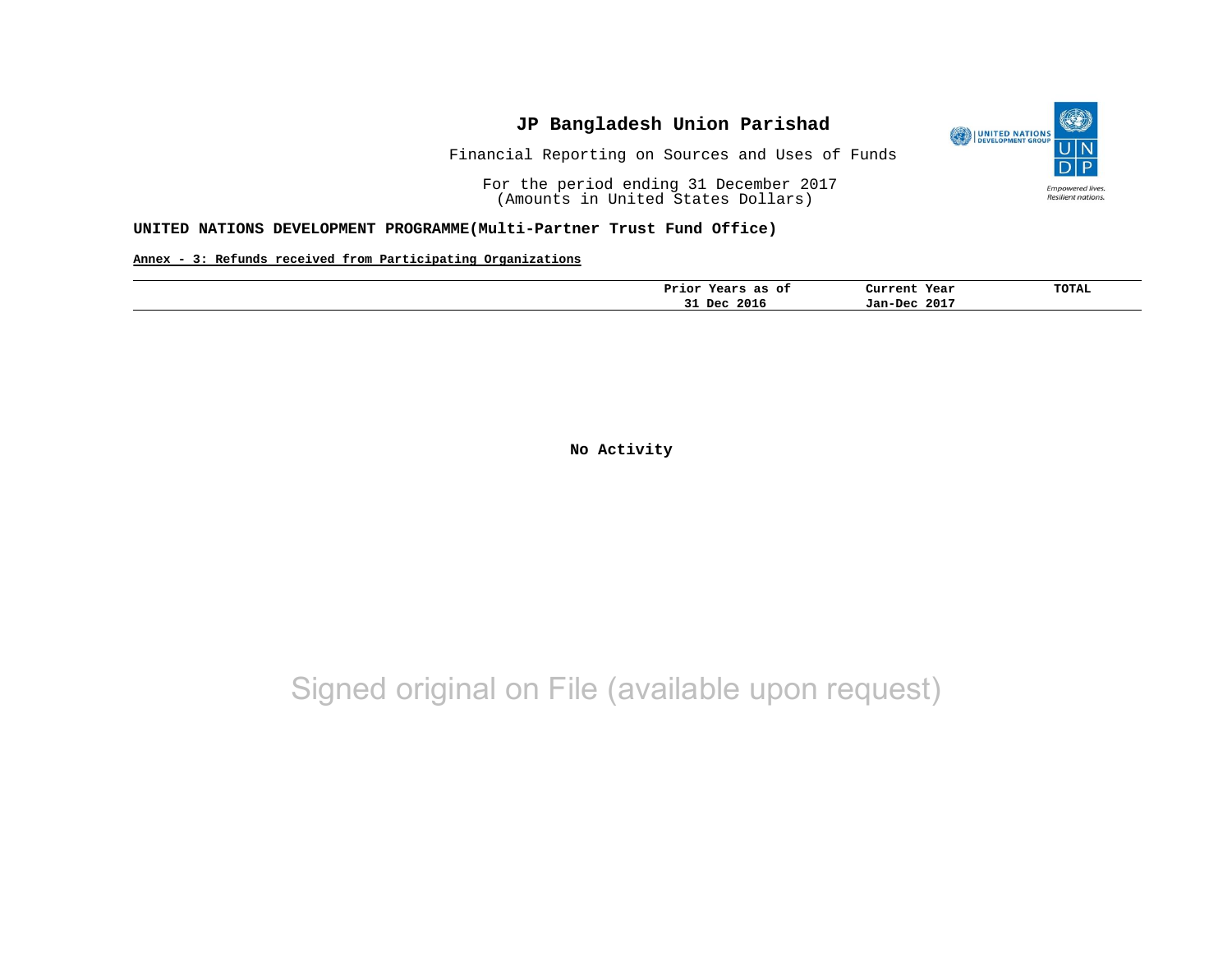# JP Bangladesh Union Parishad

Financial Reporting on Sources and Uses of Funds

For the period ending 31 December 2017
(Amounts in United States Dollars)

**UNITED NATIONS DEVELOPMENT PROGRAMME(Multi-Partner Trust Fund Office)**

**Annex - 3: Refunds received from Participating Organizations**

| | Prior Years as of 31 Dec 2016 | Current Year Jan-Dec 2017 | TOTAL |
|---|---|---|---|

**No Activity**

Signed original on File (available upon request)